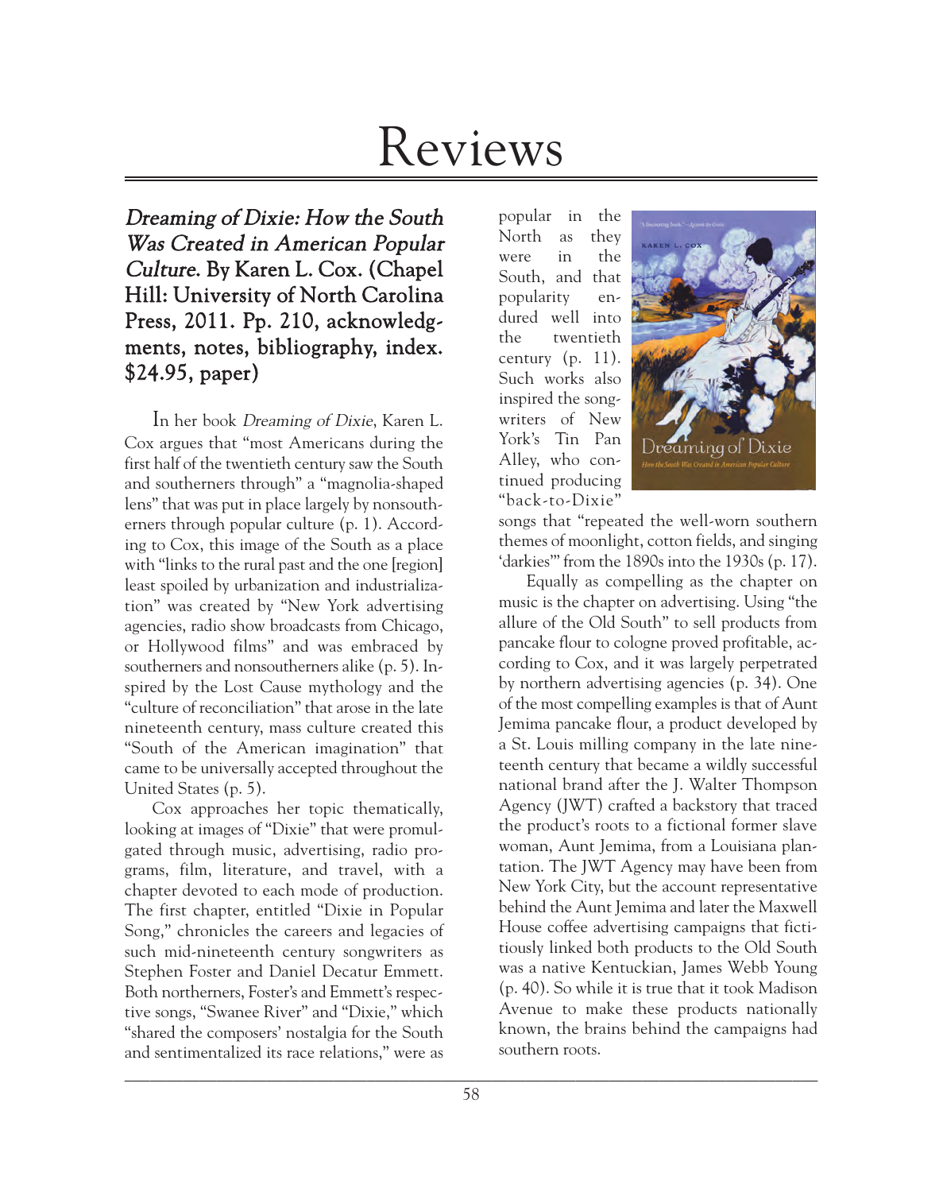# Reviews

***Dreaming of Dixie: How the South Was Created in American Popular Culture.* By Karen L. Cox. (Chapel Hill: University of North Carolina Press, 2011. Pp. 210, acknowledgments, notes, bibliography, index. $24.95, paper)**

In her book *Dreaming of Dixie*, Karen L. Cox argues that "most Americans during the first half of the twentieth century saw the South and southerners through" a "magnolia-shaped lens" that was put in place largely by nonsoutherners through popular culture (p. 1). According to Cox, this image of the South as a place with "links to the rural past and the one [region] least spoiled by urbanization and industrialization" was created by "New York advertising agencies, radio show broadcasts from Chicago, or Hollywood films" and was embraced by southerners and nonsoutherners alike (p. 5). Inspired by the Lost Cause mythology and the "culture of reconciliation" that arose in the late nineteenth century, mass culture created this "South of the American imagination" that came to be universally accepted throughout the United States (p. 5).

Cox approaches her topic thematically, looking at images of "Dixie" that were promulgated through music, advertising, radio programs, film, literature, and travel, with a chapter devoted to each mode of production. The first chapter, entitled "Dixie in Popular Song," chronicles the careers and legacies of such mid-nineteenth century songwriters as Stephen Foster and Daniel Decatur Emmett. Both northerners, Foster's and Emmett's respective songs, "Swanee River" and "Dixie," which "shared the composers' nostalgia for the South and sentimentalized its race relations," were as popular in the North as they were in the South, and that popularity endured well into the twentieth century (p. 11). Such works also inspired the songwriters of New York's Tin Pan Alley, who continued producing "back-to-Dixie" songs that "repeated the well-worn southern themes of moonlight, cotton fields, and singing 'darkies'" from the 1890s into the 1930s (p. 17).

Equally as compelling as the chapter on music is the chapter on advertising. Using "the allure of the Old South" to sell products from pancake flour to cologne proved profitable, according to Cox, and it was largely perpetrated by northern advertising agencies (p. 34). One of the most compelling examples is that of Aunt Jemima pancake flour, a product developed by a St. Louis milling company in the late nineteenth century that became a wildly successful national brand after the J. Walter Thompson Agency (JWT) crafted a backstory that traced the product's roots to a fictional former slave woman, Aunt Jemima, from a Louisiana plantation. The JWT Agency may have been from New York City, but the account representative behind the Aunt Jemima and later the Maxwell House coffee advertising campaigns that fictitiously linked both products to the Old South was a native Kentuckian, James Webb Young (p. 40). So while it is true that it took Madison Avenue to make these products nationally known, the brains behind the campaigns had southern roots.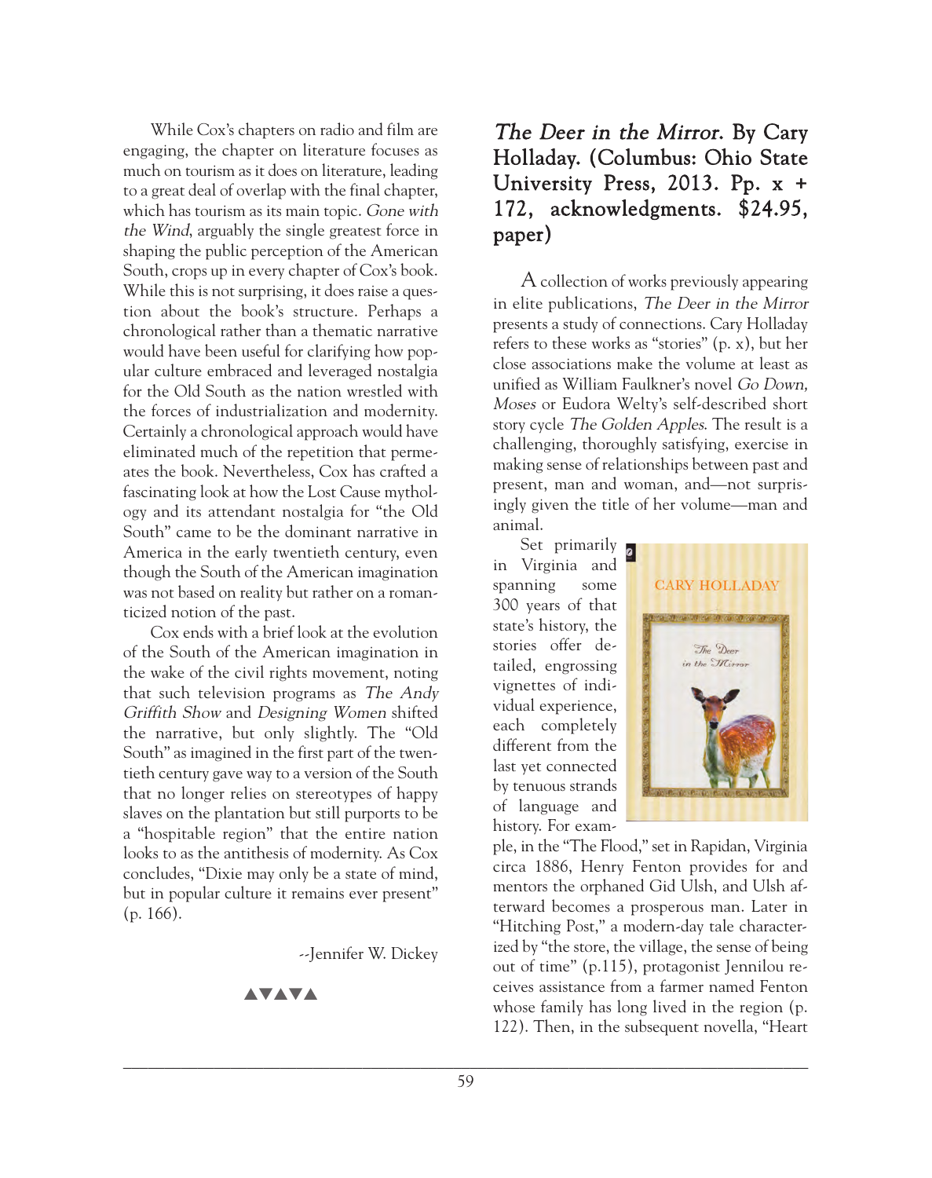While Cox's chapters on radio and film are engaging, the chapter on literature focuses as much on tourism as it does on literature, leading to a great deal of overlap with the final chapter, which has tourism as its main topic. *Gone with the Wind*, arguably the single greatest force in shaping the public perception of the American South, crops up in every chapter of Cox's book. While this is not surprising, it does raise a question about the book's structure. Perhaps a chronological rather than a thematic narrative would have been useful for clarifying how popular culture embraced and leveraged nostalgia for the Old South as the nation wrestled with the forces of industrialization and modernity. Certainly a chronological approach would have eliminated much of the repetition that permeates the book. Nevertheless, Cox has crafted a fascinating look at how the Lost Cause mythology and its attendant nostalgia for "the Old South" came to be the dominant narrative in America in the early twentieth century, even though the South of the American imagination was not based on reality but rather on a romanticized notion of the past.

Cox ends with a brief look at the evolution of the South of the American imagination in the wake of the civil rights movement, noting that such television programs as *The Andy Griffith Show* and *Designing Women* shifted the narrative, but only slightly. The "Old South" as imagined in the first part of the twentieth century gave way to a version of the South that no longer relies on stereotypes of happy slaves on the plantation but still purports to be a "hospitable region" that the entire nation looks to as the antithesis of modernity. As Cox concludes, "Dixie may only be a state of mind, but in popular culture it remains ever present" (p. 166).

--Jennifer W. Dickey

▲▼▲▼▲

## *The Deer in the Mirror*. By Cary Holladay. (Columbus: Ohio State University Press, 2013. Pp. x + 172, acknowledgments. $24.95, paper)

A collection of works previously appearing in elite publications, *The Deer in the Mirror* presents a study of connections. Cary Holladay refers to these works as "stories" (p. x), but her close associations make the volume at least as unified as William Faulkner's novel *Go Down, Moses* or Eudora Welty's self-described short story cycle *The Golden Apples*. The result is a challenging, thoroughly satisfying, exercise in making sense of relationships between past and present, man and woman, and—not surprisingly given the title of her volume—man and animal.

Set primarily in Virginia and spanning some 300 years of that state's history, the stories offer detailed, engrossing vignettes of individual experience, each completely different from the last yet connected by tenuous strands of language and history. For example, in the "The Flood," set in Rapidan, Virginia circa 1886, Henry Fenton provides for and mentors the orphaned Gid Ulsh, and Ulsh afterward becomes a prosperous man. Later in "Hitching Post," a modern-day tale characterized by "the store, the village, the sense of being out of time" (p.115), protagonist Jennilou receives assistance from a farmer named Fenton whose family has long lived in the region (p. 122). Then, in the subsequent novella, "Heart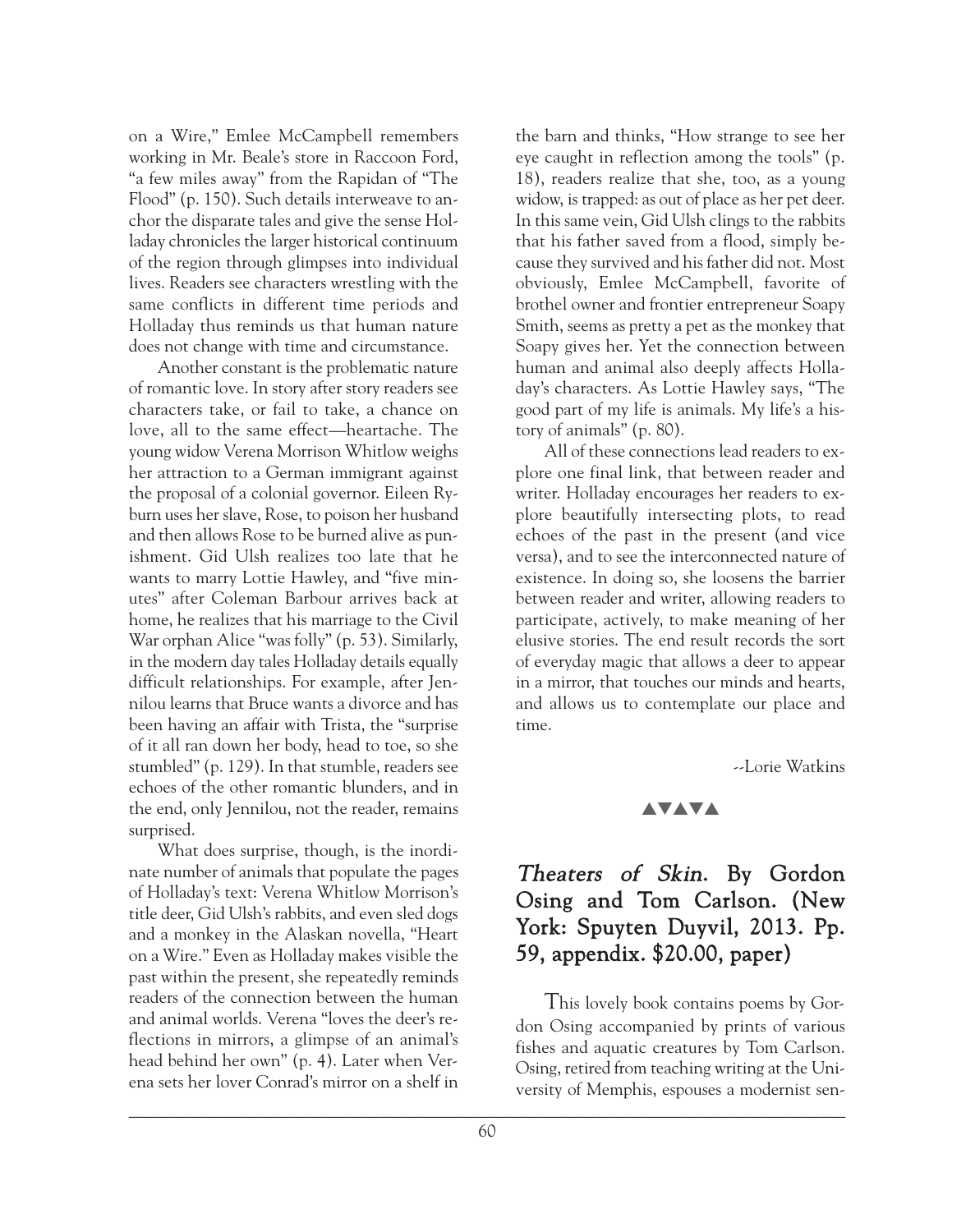on a Wire," Emlee McCampbell remembers working in Mr. Beale's store in Raccoon Ford, "a few miles away" from the Rapidan of "The Flood" (p. 150). Such details interweave to anchor the disparate tales and give the sense Holladay chronicles the larger historical continuum of the region through glimpses into individual lives. Readers see characters wrestling with the same conflicts in different time periods and Holladay thus reminds us that human nature does not change with time and circumstance.

Another constant is the problematic nature of romantic love. In story after story readers see characters take, or fail to take, a chance on love, all to the same effect—heartache. The young widow Verena Morrison Whitlow weighs her attraction to a German immigrant against the proposal of a colonial governor. Eileen Ryburn uses her slave, Rose, to poison her husband and then allows Rose to be burned alive as punishment. Gid Ulsh realizes too late that he wants to marry Lottie Hawley, and "five minutes" after Coleman Barbour arrives back at home, he realizes that his marriage to the Civil War orphan Alice "was folly" (p. 53). Similarly, in the modern day tales Holladay details equally difficult relationships. For example, after Jennilou learns that Bruce wants a divorce and has been having an affair with Trista, the "surprise of it all ran down her body, head to toe, so she stumbled" (p. 129). In that stumble, readers see echoes of the other romantic blunders, and in the end, only Jennilou, not the reader, remains surprised.

What does surprise, though, is the inordinate number of animals that populate the pages of Holladay's text: Verena Whitlow Morrison's title deer, Gid Ulsh's rabbits, and even sled dogs and a monkey in the Alaskan novella, "Heart on a Wire." Even as Holladay makes visible the past within the present, she repeatedly reminds readers of the connection between the human and animal worlds. Verena "loves the deer's reflections in mirrors, a glimpse of an animal's head behind her own" (p. 4). Later when Verena sets her lover Conrad's mirror on a shelf in the barn and thinks, "How strange to see her eye caught in reflection among the tools" (p. 18), readers realize that she, too, as a young widow, is trapped: as out of place as her pet deer. In this same vein, Gid Ulsh clings to the rabbits that his father saved from a flood, simply because they survived and his father did not. Most obviously, Emlee McCampbell, favorite of brothel owner and frontier entrepreneur Soapy Smith, seems as pretty a pet as the monkey that Soapy gives her. Yet the connection between human and animal also deeply affects Holladay's characters. As Lottie Hawley says, "The good part of my life is animals. My life's a history of animals" (p. 80).

All of these connections lead readers to explore one final link, that between reader and writer. Holladay encourages her readers to explore beautifully intersecting plots, to read echoes of the past in the present (and vice versa), and to see the interconnected nature of existence. In doing so, she loosens the barrier between reader and writer, allowing readers to participate, actively, to make meaning of her elusive stories. The end result records the sort of everyday magic that allows a deer to appear in a mirror, that touches our minds and hearts, and allows us to contemplate our place and time.

--Lorie Watkins

▲▼▲▼▲

## *Theaters of Skin*. By Gordon Osing and Tom Carlson. (New York: Spuyten Duyvil, 2013. Pp. 59, appendix. $20.00, paper)

This lovely book contains poems by Gordon Osing accompanied by prints of various fishes and aquatic creatures by Tom Carlson. Osing, retired from teaching writing at the University of Memphis, espouses a modernist sen-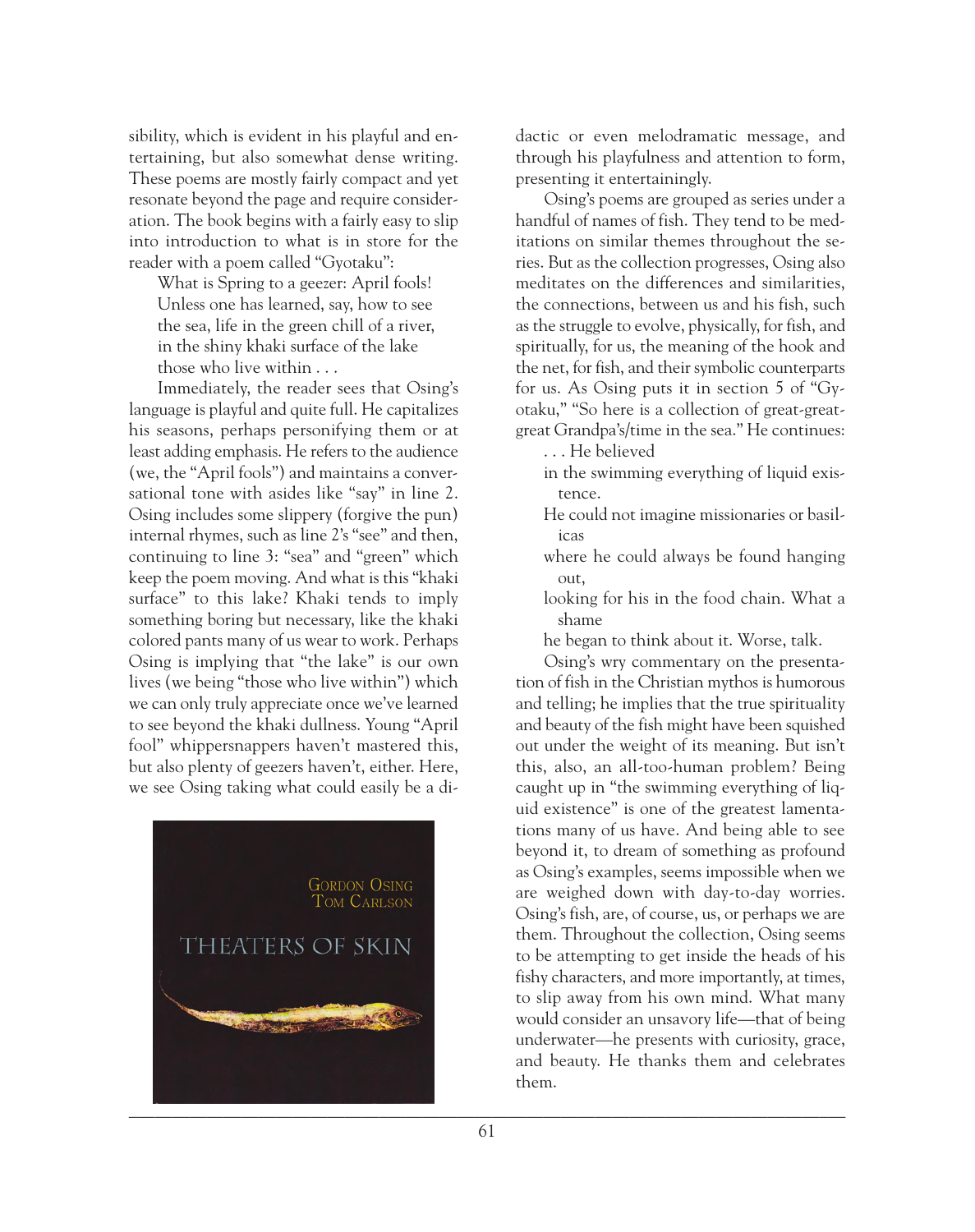sibility, which is evident in his playful and entertaining, but also somewhat dense writing. These poems are mostly fairly compact and yet resonate beyond the page and require consideration. The book begins with a fairly easy to slip into introduction to what is in store for the reader with a poem called "Gyotaku":

> What is Spring to a geezer: April fools!
> Unless one has learned, say, how to see
> the sea, life in the green chill of a river,
> in the shiny khaki surface of the lake
> those who live within . . .

Immediately, the reader sees that Osing's language is playful and quite full. He capitalizes his seasons, perhaps personifying them or at least adding emphasis. He refers to the audience (we, the "April fools") and maintains a conversational tone with asides like "say" in line 2. Osing includes some slippery (forgive the pun) internal rhymes, such as line 2's "see" and then, continuing to line 3: "sea" and "green" which keep the poem moving. And what is this "khaki surface" to this lake? Khaki tends to imply something boring but necessary, like the khaki colored pants many of us wear to work. Perhaps Osing is implying that "the lake" is our own lives (we being "those who live within") which we can only truly appreciate once we've learned to see beyond the khaki dullness. Young "April fool" whippersnappers haven't mastered this, but also plenty of geezers haven't, either. Here, we see Osing taking what could easily be a didactic or even melodramatic message, and through his playfulness and attention to form, presenting it entertainingly.

Osing's poems are grouped as series under a handful of names of fish. They tend to be meditations on similar themes throughout the series. But as the collection progresses, Osing also meditates on the differences and similarities, the connections, between us and his fish, such as the struggle to evolve, physically, for fish, and spiritually, for us, the meaning of the hook and the net, for fish, and their symbolic counterparts for us. As Osing puts it in section 5 of "Gyotaku," "So here is a collection of great-great-great Grandpa's/time in the sea." He continues:

> . . . He believed
> in the swimming everything of liquid existence.
> He could not imagine missionaries or basilicas
> where he could always be found hanging out,
> looking for his in the food chain. What a shame
> he began to think about it. Worse, talk.

Osing's wry commentary on the presentation of fish in the Christian mythos is humorous and telling; he implies that the true spirituality and beauty of the fish might have been squished out under the weight of its meaning. But isn't this, also, an all-too-human problem? Being caught up in "the swimming everything of liquid existence" is one of the greatest lamentations many of us have. And being able to see beyond it, to dream of something as profound as Osing's examples, seems impossible when we are weighed down with day-to-day worries. Osing's fish, are, of course, us, or perhaps we are them. Throughout the collection, Osing seems to be attempting to get inside the heads of his fishy characters, and more importantly, at times, to slip away from his own mind. What many would consider an unsavory life—that of being underwater—he presents with curiosity, grace, and beauty. He thanks them and celebrates them.

GORDON OSING
TOM CARLSON

THEATERS OF SKIN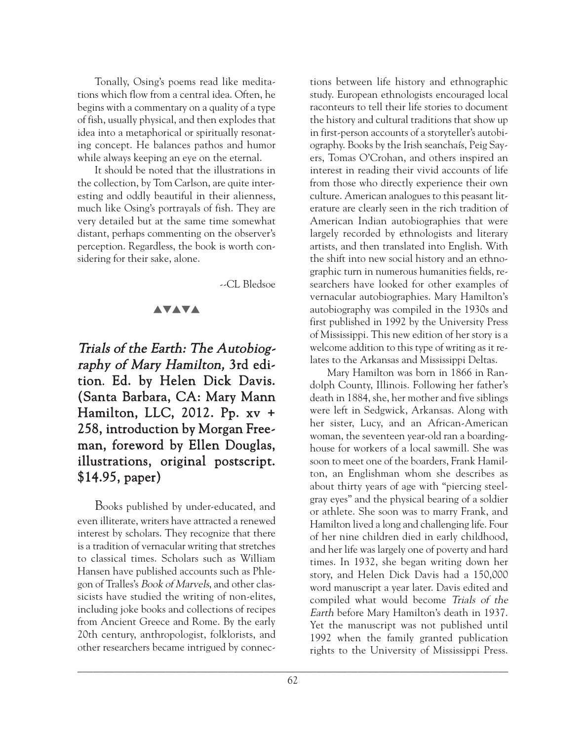Tonally, Osing's poems read like meditations which flow from a central idea. Often, he begins with a commentary on a quality of a type of fish, usually physical, and then explodes that idea into a metaphorical or spiritually resonating concept. He balances pathos and humor while always keeping an eye on the eternal.

It should be noted that the illustrations in the collection, by Tom Carlson, are quite interesting and oddly beautiful in their alienness, much like Osing's portrayals of fish. They are very detailed but at the same time somewhat distant, perhaps commenting on the observer's perception. Regardless, the book is worth considering for their sake, alone.

--CL Bledsoe

▲▼▲▼▲

## *Trials of the Earth: The Autobiography of Mary Hamilton,* 3rd edition. Ed. by Helen Dick Davis. (Santa Barbara, CA: Mary Mann Hamilton, LLC, 2012. Pp. xv + 258, introduction by Morgan Freeman, foreword by Ellen Douglas, illustrations, original postscript. $14.95, paper)

Books published by under-educated, and even illiterate, writers have attracted a renewed interest by scholars. They recognize that there is a tradition of vernacular writing that stretches to classical times. Scholars such as William Hansen have published accounts such as Phlegon of Tralles's *Book of Marvels*, and other classicists have studied the writing of non-elites, including joke books and collections of recipes from Ancient Greece and Rome. By the early 20th century, anthropologist, folklorists, and other researchers became intrigued by connections between life history and ethnographic study. European ethnologists encouraged local raconteurs to tell their life stories to document the history and cultural traditions that show up in first-person accounts of a storyteller's autobiography. Books by the Irish seanchaís, Peig Sayers, Tomas O'Crohan, and others inspired an interest in reading their vivid accounts of life from those who directly experience their own culture. American analogues to this peasant literature are clearly seen in the rich tradition of American Indian autobiographies that were largely recorded by ethnologists and literary artists, and then translated into English. With the shift into new social history and an ethnographic turn in numerous humanities fields, researchers have looked for other examples of vernacular autobiographies. Mary Hamilton's autobiography was compiled in the 1930s and first published in 1992 by the University Press of Mississippi. This new edition of her story is a welcome addition to this type of writing as it relates to the Arkansas and Mississippi Deltas.

Mary Hamilton was born in 1866 in Randolph County, Illinois. Following her father's death in 1884, she, her mother and five siblings were left in Sedgwick, Arkansas. Along with her sister, Lucy, and an African-American woman, the seventeen year-old ran a boardinghouse for workers of a local sawmill. She was soon to meet one of the boarders, Frank Hamilton, an Englishman whom she describes as about thirty years of age with "piercing steel-gray eyes" and the physical bearing of a soldier or athlete. She soon was to marry Frank, and Hamilton lived a long and challenging life. Four of her nine children died in early childhood, and her life was largely one of poverty and hard times. In 1932, she began writing down her story, and Helen Dick Davis had a 150,000 word manuscript a year later. Davis edited and compiled what would become *Trials of the Earth* before Mary Hamilton's death in 1937. Yet the manuscript was not published until 1992 when the family granted publication rights to the University of Mississippi Press.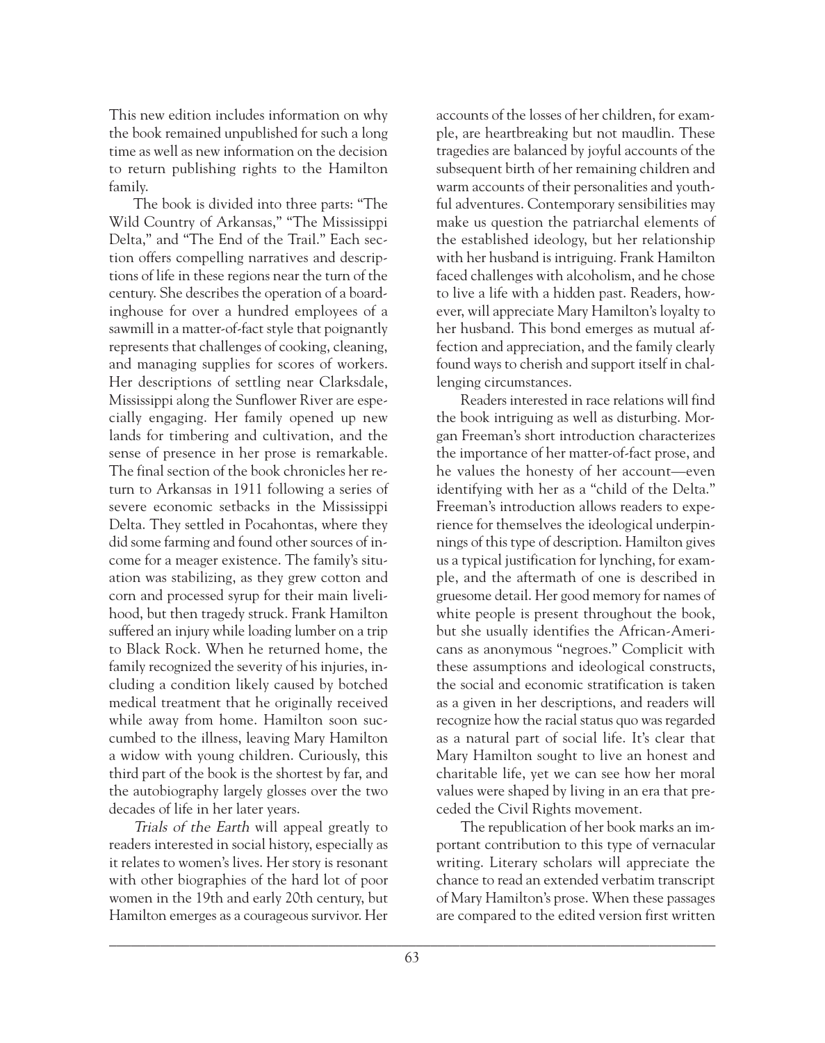This new edition includes information on why the book remained unpublished for such a long time as well as new information on the decision to return publishing rights to the Hamilton family.

The book is divided into three parts: "The Wild Country of Arkansas," "The Mississippi Delta," and "The End of the Trail." Each section offers compelling narratives and descriptions of life in these regions near the turn of the century. She describes the operation of a boardinghouse for over a hundred employees of a sawmill in a matter-of-fact style that poignantly represents that challenges of cooking, cleaning, and managing supplies for scores of workers. Her descriptions of settling near Clarksdale, Mississippi along the Sunflower River are especially engaging. Her family opened up new lands for timbering and cultivation, and the sense of presence in her prose is remarkable. The final section of the book chronicles her return to Arkansas in 1911 following a series of severe economic setbacks in the Mississippi Delta. They settled in Pocahontas, where they did some farming and found other sources of income for a meager existence. The family's situation was stabilizing, as they grew cotton and corn and processed syrup for their main livelihood, but then tragedy struck. Frank Hamilton suffered an injury while loading lumber on a trip to Black Rock. When he returned home, the family recognized the severity of his injuries, including a condition likely caused by botched medical treatment that he originally received while away from home. Hamilton soon succumbed to the illness, leaving Mary Hamilton a widow with young children. Curiously, this third part of the book is the shortest by far, and the autobiography largely glosses over the two decades of life in her later years.

*Trials of the Earth* will appeal greatly to readers interested in social history, especially as it relates to women's lives. Her story is resonant with other biographies of the hard lot of poor women in the 19th and early 20th century, but Hamilton emerges as a courageous survivor. Her accounts of the losses of her children, for example, are heartbreaking but not maudlin. These tragedies are balanced by joyful accounts of the subsequent birth of her remaining children and warm accounts of their personalities and youthful adventures. Contemporary sensibilities may make us question the patriarchal elements of the established ideology, but her relationship with her husband is intriguing. Frank Hamilton faced challenges with alcoholism, and he chose to live a life with a hidden past. Readers, however, will appreciate Mary Hamilton's loyalty to her husband. This bond emerges as mutual affection and appreciation, and the family clearly found ways to cherish and support itself in challenging circumstances.

Readers interested in race relations will find the book intriguing as well as disturbing. Morgan Freeman's short introduction characterizes the importance of her matter-of-fact prose, and he values the honesty of her account—even identifying with her as a "child of the Delta." Freeman's introduction allows readers to experience for themselves the ideological underpinnings of this type of description. Hamilton gives us a typical justification for lynching, for example, and the aftermath of one is described in gruesome detail. Her good memory for names of white people is present throughout the book, but she usually identifies the African-Americans as anonymous "negroes." Complicit with these assumptions and ideological constructs, the social and economic stratification is taken as a given in her descriptions, and readers will recognize how the racial status quo was regarded as a natural part of social life. It's clear that Mary Hamilton sought to live an honest and charitable life, yet we can see how her moral values were shaped by living in an era that preceded the Civil Rights movement.

The republication of her book marks an important contribution to this type of vernacular writing. Literary scholars will appreciate the chance to read an extended verbatim transcript of Mary Hamilton's prose. When these passages are compared to the edited version first written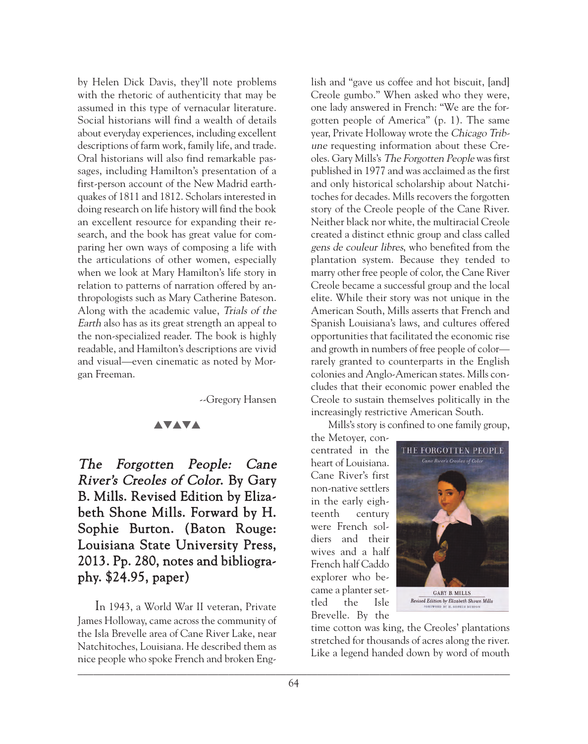by Helen Dick Davis, they'll note problems with the rhetoric of authenticity that may be assumed in this type of vernacular literature. Social historians will find a wealth of details about everyday experiences, including excellent descriptions of farm work, family life, and trade. Oral historians will also find remarkable passages, including Hamilton's presentation of a first-person account of the New Madrid earthquakes of 1811 and 1812. Scholars interested in doing research on life history will find the book an excellent resource for expanding their research, and the book has great value for comparing her own ways of composing a life with the articulations of other women, especially when we look at Mary Hamilton's life story in relation to patterns of narration offered by anthropologists such as Mary Catherine Bateson. Along with the academic value, *Trials of the Earth* also has as its great strength an appeal to the non-specialized reader. The book is highly readable, and Hamilton's descriptions are vivid and visual—even cinematic as noted by Morgan Freeman.

--Gregory Hansen

▲▼▲▼▲

### *The Forgotten People: Cane River's Creoles of Color*. By Gary B. Mills. Revised Edition by Elizabeth Shone Mills. Forward by H. Sophie Burton. (Baton Rouge: Louisiana State University Press, 2013. Pp. 280, notes and bibliography. $24.95, paper)

In 1943, a World War II veteran, Private James Holloway, came across the community of the Isla Brevelle area of Cane River Lake, near Natchitoches, Louisiana. He described them as nice people who spoke French and broken English and "gave us coffee and hot biscuit, [and] Creole gumbo." When asked who they were, one lady answered in French: "We are the forgotten people of America" (p. 1). The same year, Private Holloway wrote the *Chicago Tribune* requesting information about these Creoles. Gary Mills's *The Forgotten People* was first published in 1977 and was acclaimed as the first and only historical scholarship about Natchitoches for decades. Mills recovers the forgotten story of the Creole people of the Cane River. Neither black nor white, the multiracial Creole created a distinct ethnic group and class called *gens de couleur libres*, who benefited from the plantation system. Because they tended to marry other free people of color, the Cane River Creole became a successful group and the local elite. While their story was not unique in the American South, Mills asserts that French and Spanish Louisiana's laws, and cultures offered opportunities that facilitated the economic rise and growth in numbers of free people of color—rarely granted to counterparts in the English colonies and Anglo-American states. Mills concludes that their economic power enabled the Creole to sustain themselves politically in the increasingly restrictive American South.

Mills's story is confined to one family group, the Metoyer, concentrated in the heart of Louisiana. Cane River's first non-native settlers in the early eighteenth century were French soldiers and their wives and a half French half Caddo explorer who became a planter settled the Isle Brevelle. By the time cotton was king, the Creoles' plantations stretched for thousands of acres along the river. Like a legend handed down by word of mouth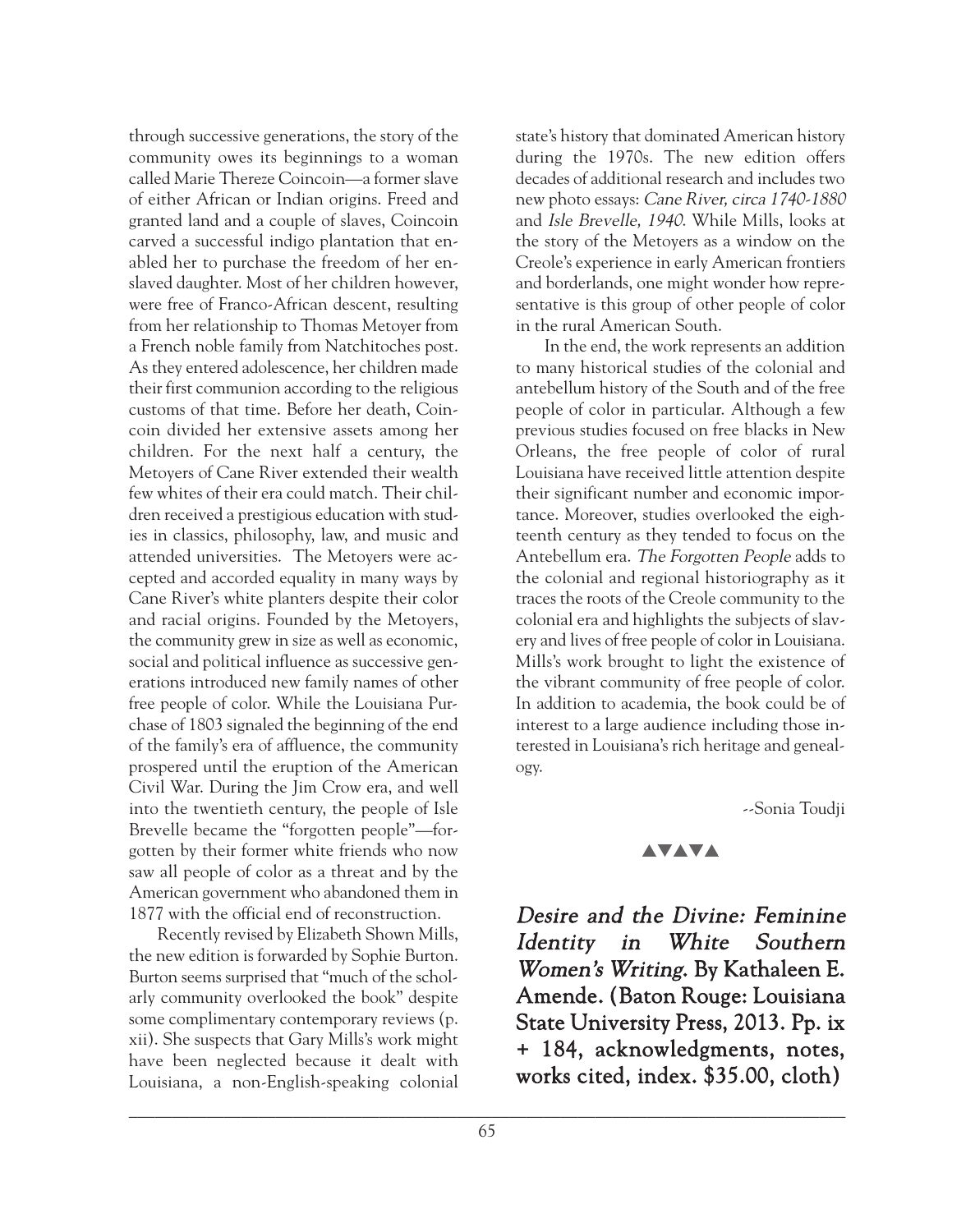through successive generations, the story of the community owes its beginnings to a woman called Marie Thereze Coincoin—a former slave of either African or Indian origins. Freed and granted land and a couple of slaves, Coincoin carved a successful indigo plantation that enabled her to purchase the freedom of her enslaved daughter. Most of her children however, were free of Franco-African descent, resulting from her relationship to Thomas Metoyer from a French noble family from Natchitoches post. As they entered adolescence, her children made their first communion according to the religious customs of that time. Before her death, Coincoin divided her extensive assets among her children. For the next half a century, the Metoyers of Cane River extended their wealth few whites of their era could match. Their children received a prestigious education with studies in classics, philosophy, law, and music and attended universities. The Metoyers were accepted and accorded equality in many ways by Cane River's white planters despite their color and racial origins. Founded by the Metoyers, the community grew in size as well as economic, social and political influence as successive generations introduced new family names of other free people of color. While the Louisiana Purchase of 1803 signaled the beginning of the end of the family's era of affluence, the community prospered until the eruption of the American Civil War. During the Jim Crow era, and well into the twentieth century, the people of Isle Brevelle became the "forgotten people"—forgotten by their former white friends who now saw all people of color as a threat and by the American government who abandoned them in 1877 with the official end of reconstruction.

Recently revised by Elizabeth Shown Mills, the new edition is forwarded by Sophie Burton. Burton seems surprised that "much of the scholarly community overlooked the book" despite some complimentary contemporary reviews (p. xii). She suspects that Gary Mills's work might have been neglected because it dealt with Louisiana, a non-English-speaking colonial state's history that dominated American history during the 1970s. The new edition offers decades of additional research and includes two new photo essays: *Cane River, circa 1740-1880* and *Isle Brevelle, 1940*. While Mills, looks at the story of the Metoyers as a window on the Creole's experience in early American frontiers and borderlands, one might wonder how representative is this group of other people of color in the rural American South.

In the end, the work represents an addition to many historical studies of the colonial and antebellum history of the South and of the free people of color in particular. Although a few previous studies focused on free blacks in New Orleans, the free people of color of rural Louisiana have received little attention despite their significant number and economic importance. Moreover, studies overlooked the eighteenth century as they tended to focus on the Antebellum era. *The Forgotten People* adds to the colonial and regional historiography as it traces the roots of the Creole community to the colonial era and highlights the subjects of slavery and lives of free people of color in Louisiana. Mills's work brought to light the existence of the vibrant community of free people of color. In addition to academia, the book could be of interest to a large audience including those interested in Louisiana's rich heritage and genealogy.

--Sonia Toudji

▲▼▲▼▲

## *Desire and the Divine: Feminine Identity in White Southern Women's Writing.* By Kathaleen E. Amende. (Baton Rouge: Louisiana State University Press, 2013. Pp. ix + 184, acknowledgments, notes, works cited, index. $35.00, cloth)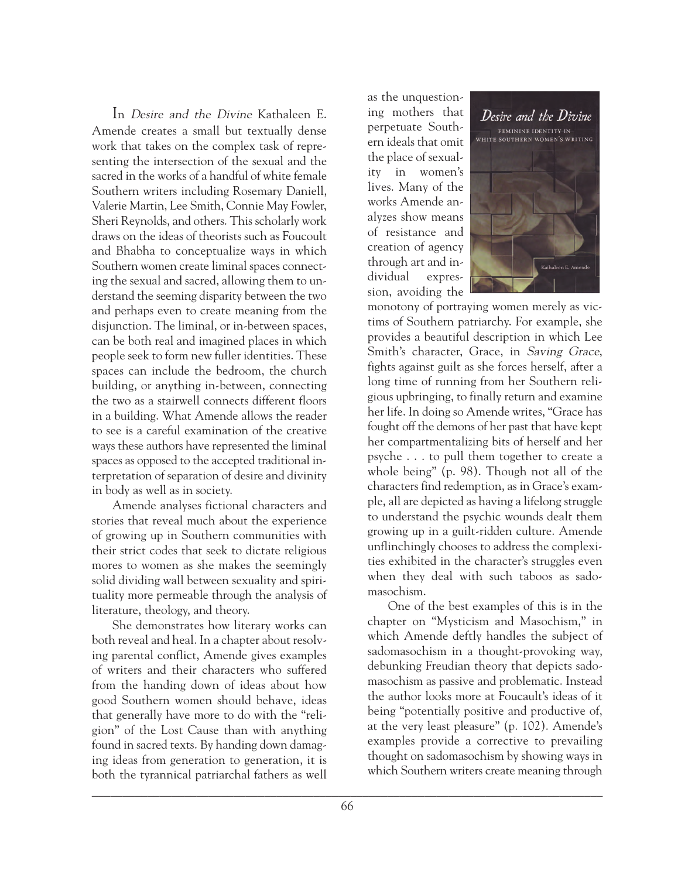In *Desire and the Divine* Kathaleen E. Amende creates a small but textually dense work that takes on the complex task of representing the intersection of the sexual and the sacred in the works of a handful of white female Southern writers including Rosemary Daniell, Valerie Martin, Lee Smith, Connie May Fowler, Sheri Reynolds, and others. This scholarly work draws on the ideas of theorists such as Foucoult and Bhabha to conceptualize ways in which Southern women create liminal spaces connecting the sexual and sacred, allowing them to understand the seeming disparity between the two and perhaps even to create meaning from the disjunction. The liminal, or in-between spaces, can be both real and imagined places in which people seek to form new fuller identities. These spaces can include the bedroom, the church building, or anything in-between, connecting the two as a stairwell connects different floors in a building. What Amende allows the reader to see is a careful examination of the creative ways these authors have represented the liminal spaces as opposed to the accepted traditional interpretation of separation of desire and divinity in body as well as in society.

Amende analyses fictional characters and stories that reveal much about the experience of growing up in Southern communities with their strict codes that seek to dictate religious mores to women as she makes the seemingly solid dividing wall between sexuality and spirituality more permeable through the analysis of literature, theology, and theory.

She demonstrates how literary works can both reveal and heal. In a chapter about resolving parental conflict, Amende gives examples of writers and their characters who suffered from the handing down of ideas about how good Southern women should behave, ideas that generally have more to do with the "religion" of the Lost Cause than with anything found in sacred texts. By handing down damaging ideas from generation to generation, it is both the tyrannical patriarchal fathers as well as the unquestioning mothers that perpetuate Southern ideals that omit the place of sexuality in women's lives. Many of the works Amende analyzes show means of resistance and creation of agency through art and individual expression, avoiding the monotony of portraying women merely as victims of Southern patriarchy. For example, she provides a beautiful description in which Lee Smith's character, Grace, in *Saving Grace*, fights against guilt as she forces herself, after a long time of running from her Southern religious upbringing, to finally return and examine her life. In doing so Amende writes, "Grace has fought off the demons of her past that have kept her compartmentalizing bits of herself and her psyche . . . to pull them together to create a whole being" (p. 98). Though not all of the characters find redemption, as in Grace's example, all are depicted as having a lifelong struggle to understand the psychic wounds dealt them growing up in a guilt-ridden culture. Amende unflinchingly chooses to address the complexities exhibited in the character's struggles even when they deal with such taboos as sadomasochism.

One of the best examples of this is in the chapter on "Mysticism and Masochism," in which Amende deftly handles the subject of sadomasochism in a thought-provoking way, debunking Freudian theory that depicts sadomasochism as passive and problematic. Instead the author looks more at Foucault's ideas of it being "potentially positive and productive of, at the very least pleasure" (p. 102). Amende's examples provide a corrective to prevailing thought on sadomasochism by showing ways in which Southern writers create meaning through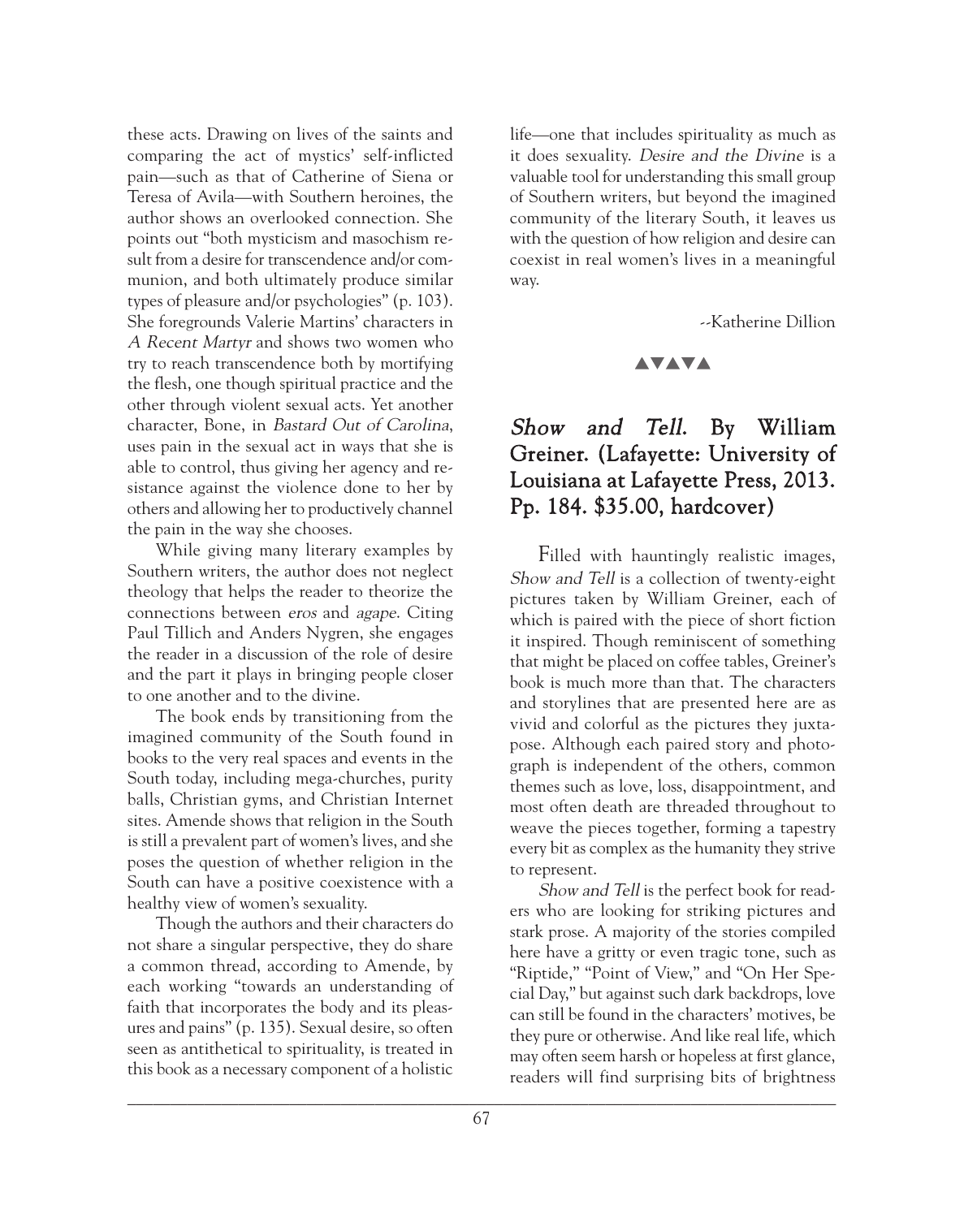these acts. Drawing on lives of the saints and comparing the act of mystics' self-inflicted pain—such as that of Catherine of Siena or Teresa of Avila—with Southern heroines, the author shows an overlooked connection. She points out "both mysticism and masochism result from a desire for transcendence and/or communion, and both ultimately produce similar types of pleasure and/or psychologies" (p. 103). She foregrounds Valerie Martins' characters in *A Recent Martyr* and shows two women who try to reach transcendence both by mortifying the flesh, one though spiritual practice and the other through violent sexual acts. Yet another character, Bone, in *Bastard Out of Carolina*, uses pain in the sexual act in ways that she is able to control, thus giving her agency and resistance against the violence done to her by others and allowing her to productively channel the pain in the way she chooses.

While giving many literary examples by Southern writers, the author does not neglect theology that helps the reader to theorize the connections between *eros* and *agape*. Citing Paul Tillich and Anders Nygren, she engages the reader in a discussion of the role of desire and the part it plays in bringing people closer to one another and to the divine.

The book ends by transitioning from the imagined community of the South found in books to the very real spaces and events in the South today, including mega-churches, purity balls, Christian gyms, and Christian Internet sites. Amende shows that religion in the South is still a prevalent part of women's lives, and she poses the question of whether religion in the South can have a positive coexistence with a healthy view of women's sexuality.

Though the authors and their characters do not share a singular perspective, they do share a common thread, according to Amende, by each working "towards an understanding of faith that incorporates the body and its pleasures and pains" (p. 135). Sexual desire, so often seen as antithetical to spirituality, is treated in this book as a necessary component of a holistic life—one that includes spirituality as much as it does sexuality. *Desire and the Divine* is a valuable tool for understanding this small group of Southern writers, but beyond the imagined community of the literary South, it leaves us with the question of how religion and desire can coexist in real women's lives in a meaningful way.

--Katherine Dillion

▲▼▲▼▲

## *Show and Tell*. By William Greiner. (Lafayette: University of Louisiana at Lafayette Press, 2013. Pp. 184. $35.00, hardcover)

Filled with hauntingly realistic images, *Show and Tell* is a collection of twenty-eight pictures taken by William Greiner, each of which is paired with the piece of short fiction it inspired. Though reminiscent of something that might be placed on coffee tables, Greiner's book is much more than that. The characters and storylines that are presented here are as vivid and colorful as the pictures they juxtapose. Although each paired story and photograph is independent of the others, common themes such as love, loss, disappointment, and most often death are threaded throughout to weave the pieces together, forming a tapestry every bit as complex as the humanity they strive to represent.

*Show and Tell* is the perfect book for readers who are looking for striking pictures and stark prose. A majority of the stories compiled here have a gritty or even tragic tone, such as "Riptide," "Point of View," and "On Her Special Day," but against such dark backdrops, love can still be found in the characters' motives, be they pure or otherwise. And like real life, which may often seem harsh or hopeless at first glance, readers will find surprising bits of brightness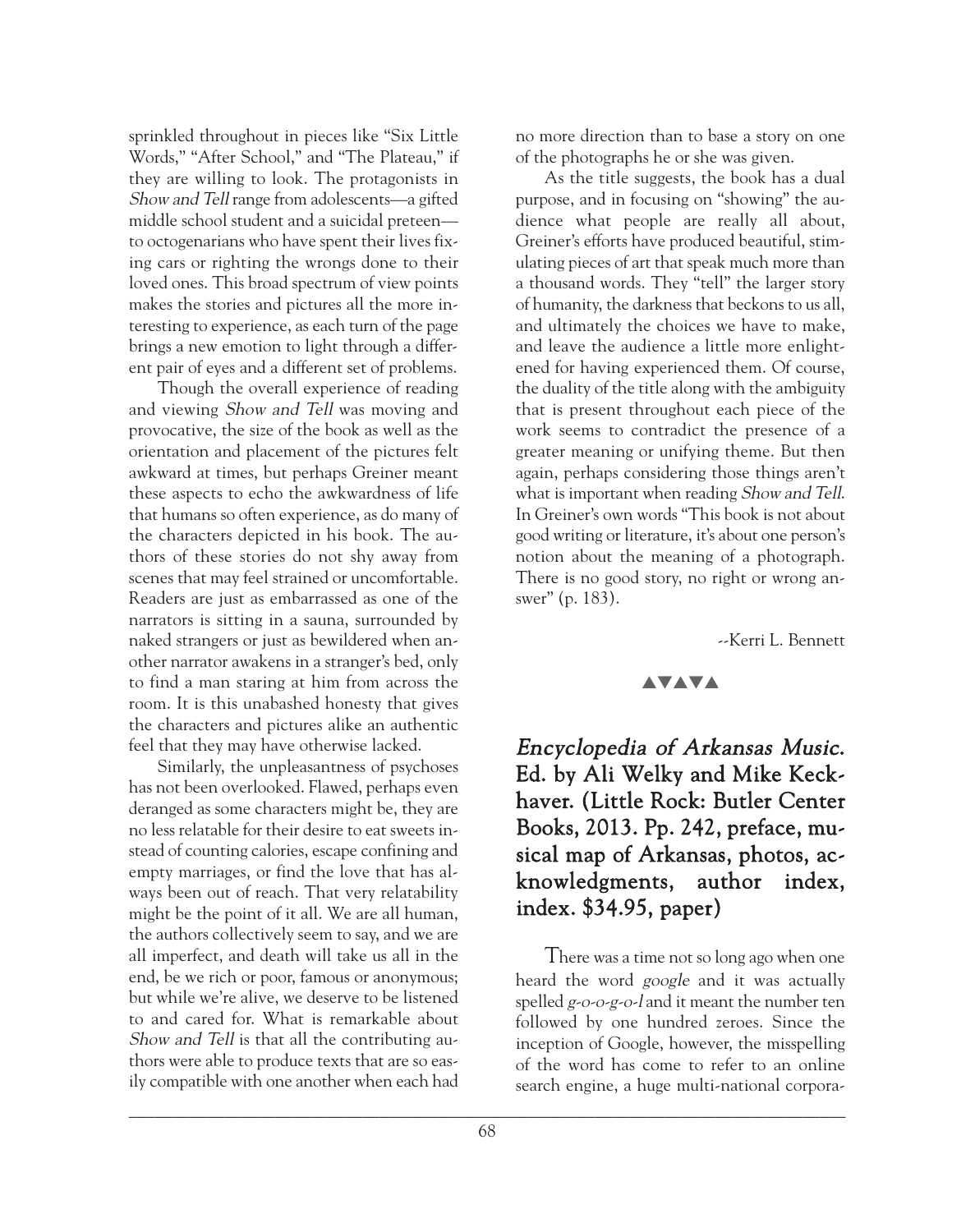sprinkled throughout in pieces like "Six Little Words," "After School," and "The Plateau," if they are willing to look. The protagonists in *Show and Tell* range from adolescents—a gifted middle school student and a suicidal preteen—to octogenarians who have spent their lives fixing cars or righting the wrongs done to their loved ones. This broad spectrum of view points makes the stories and pictures all the more interesting to experience, as each turn of the page brings a new emotion to light through a different pair of eyes and a different set of problems.

Though the overall experience of reading and viewing *Show and Tell* was moving and provocative, the size of the book as well as the orientation and placement of the pictures felt awkward at times, but perhaps Greiner meant these aspects to echo the awkwardness of life that humans so often experience, as do many of the characters depicted in his book. The authors of these stories do not shy away from scenes that may feel strained or uncomfortable. Readers are just as embarrassed as one of the narrators is sitting in a sauna, surrounded by naked strangers or just as bewildered when another narrator awakens in a stranger's bed, only to find a man staring at him from across the room. It is this unabashed honesty that gives the characters and pictures alike an authentic feel that they may have otherwise lacked.

Similarly, the unpleasantness of psychoses has not been overlooked. Flawed, perhaps even deranged as some characters might be, they are no less relatable for their desire to eat sweets instead of counting calories, escape confining and empty marriages, or find the love that has always been out of reach. That very relatability might be the point of it all. We are all human, the authors collectively seem to say, and we are all imperfect, and death will take us all in the end, be we rich or poor, famous or anonymous; but while we're alive, we deserve to be listened to and cared for. What is remarkable about *Show and Tell* is that all the contributing authors were able to produce texts that are so easily compatible with one another when each had no more direction than to base a story on one of the photographs he or she was given.

As the title suggests, the book has a dual purpose, and in focusing on "showing" the audience what people are really all about, Greiner's efforts have produced beautiful, stimulating pieces of art that speak much more than a thousand words. They "tell" the larger story of humanity, the darkness that beckons to us all, and ultimately the choices we have to make, and leave the audience a little more enlightened for having experienced them. Of course, the duality of the title along with the ambiguity that is present throughout each piece of the work seems to contradict the presence of a greater meaning or unifying theme. But then again, perhaps considering those things aren't what is important when reading *Show and Tell*. In Greiner's own words "This book is not about good writing or literature, it's about one person's notion about the meaning of a photograph. There is no good story, no right or wrong answer" (p. 183).

--Kerri L. Bennett

▲▼▲▼▲

## *Encyclopedia of Arkansas Music*. Ed. by Ali Welky and Mike Keckhaver. (Little Rock: Butler Center Books, 2013. Pp. 242, preface, musical map of Arkansas, photos, acknowledgments, author index, index. $34.95, paper)

There was a time not so long ago when one heard the word *google* and it was actually spelled *g-o-o-g-o-l* and it meant the number ten followed by one hundred zeroes. Since the inception of Google, however, the misspelling of the word has come to refer to an online search engine, a huge multi-national corpora-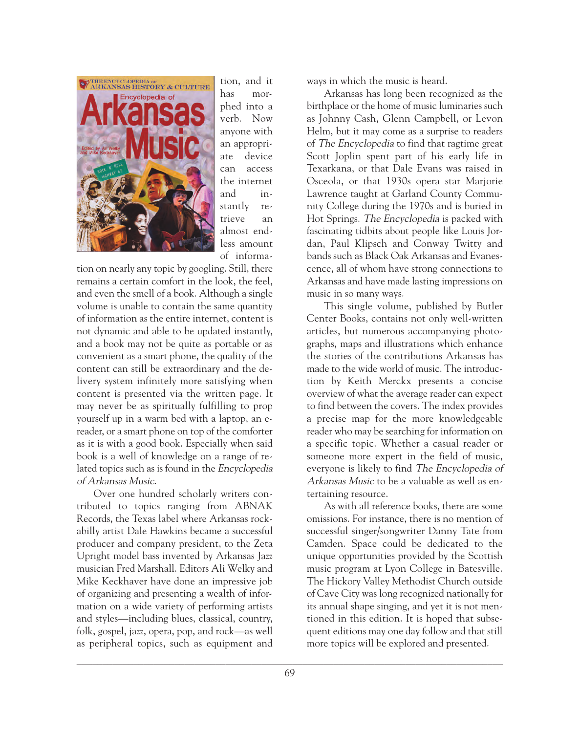tion, and it has morphed into a verb. Now anyone with an appropriate device can access the internet and instantly retrieve an almost endless amount of information on nearly any topic by googling. Still, there remains a certain comfort in the look, the feel, and even the smell of a book. Although a single volume is unable to contain the same quantity of information as the entire internet, content is not dynamic and able to be updated instantly, and a book may not be quite as portable or as convenient as a smart phone, the quality of the content can still be extraordinary and the delivery system infinitely more satisfying when content is presented via the written page. It may never be as spiritually fulfilling to prop yourself up in a warm bed with a laptop, an e-reader, or a smart phone on top of the comforter as it is with a good book. Especially when said book is a well of knowledge on a range of related topics such as is found in the *Encyclopedia of Arkansas Music*.

Over one hundred scholarly writers contributed to topics ranging from ABNAK Records, the Texas label where Arkansas rockabilly artist Dale Hawkins became a successful producer and company president, to the Zeta Upright model bass invented by Arkansas Jazz musician Fred Marshall. Editors Ali Welky and Mike Keckhaver have done an impressive job of organizing and presenting a wealth of information on a wide variety of performing artists and styles—including blues, classical, country, folk, gospel, jazz, opera, pop, and rock—as well as peripheral topics, such as equipment and ways in which the music is heard.

Arkansas has long been recognized as the birthplace or the home of music luminaries such as Johnny Cash, Glenn Campbell, or Levon Helm, but it may come as a surprise to readers of *The Encyclopedia* to find that ragtime great Scott Joplin spent part of his early life in Texarkana, or that Dale Evans was raised in Osceola, or that 1930s opera star Marjorie Lawrence taught at Garland County Community College during the 1970s and is buried in Hot Springs. *The Encyclopedia* is packed with fascinating tidbits about people like Louis Jordan, Paul Klipsch and Conway Twitty and bands such as Black Oak Arkansas and Evanescence, all of whom have strong connections to Arkansas and have made lasting impressions on music in so many ways.

This single volume, published by Butler Center Books, contains not only well-written articles, but numerous accompanying photographs, maps and illustrations which enhance the stories of the contributions Arkansas has made to the wide world of music. The introduction by Keith Merckx presents a concise overview of what the average reader can expect to find between the covers. The index provides a precise map for the more knowledgeable reader who may be searching for information on a specific topic. Whether a casual reader or someone more expert in the field of music, everyone is likely to find *The Encyclopedia of Arkansas Music* to be a valuable as well as entertaining resource.

As with all reference books, there are some omissions. For instance, there is no mention of successful singer/songwriter Danny Tate from Camden. Space could be dedicated to the unique opportunities provided by the Scottish music program at Lyon College in Batesville. The Hickory Valley Methodist Church outside of Cave City was long recognized nationally for its annual shape singing, and yet it is not mentioned in this edition. It is hoped that subsequent editions may one day follow and that still more topics will be explored and presented.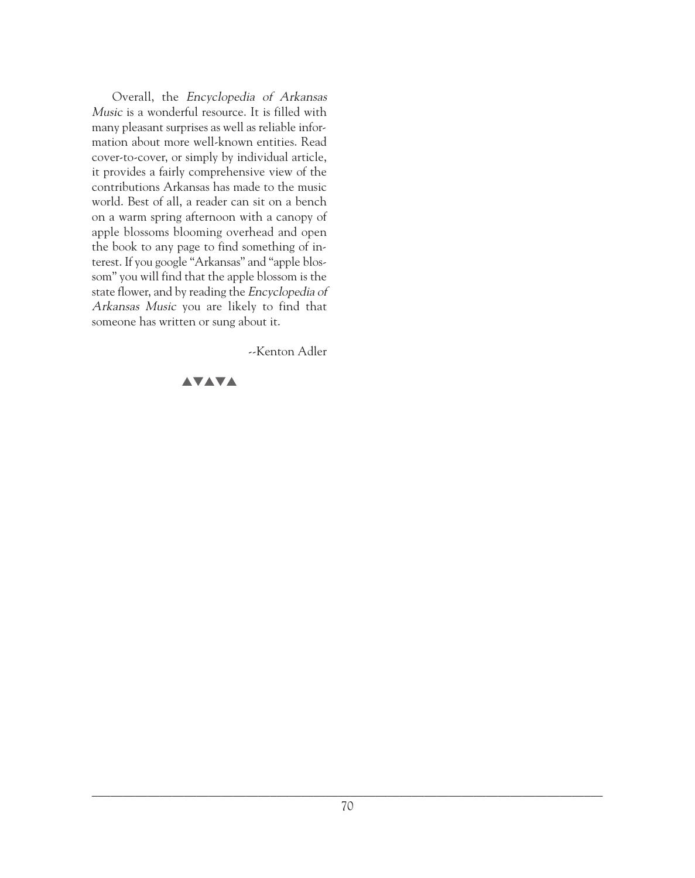Overall, the *Encyclopedia of Arkansas Music* is a wonderful resource. It is filled with many pleasant surprises as well as reliable information about more well-known entities. Read cover-to-cover, or simply by individual article, it provides a fairly comprehensive view of the contributions Arkansas has made to the music world. Best of all, a reader can sit on a bench on a warm spring afternoon with a canopy of apple blossoms blooming overhead and open the book to any page to find something of interest. If you google "Arkansas" and "apple blossom" you will find that the apple blossom is the state flower, and by reading the *Encyclopedia of Arkansas Music* you are likely to find that someone has written or sung about it.

--Kenton Adler

▲▼▲▼▲